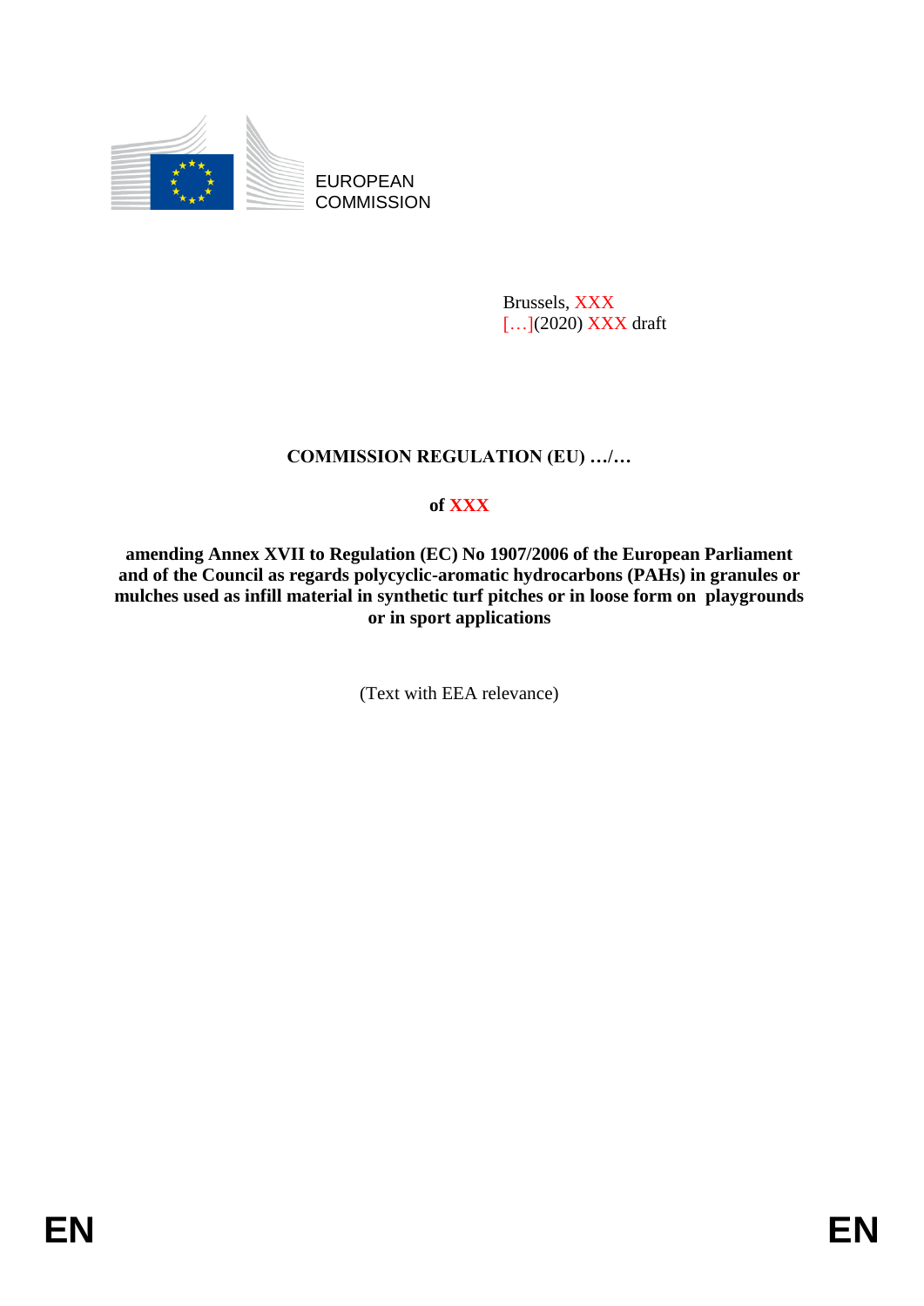EUROPEAN COMMISSION

Brussels, XXX
[…](2020) XXX draft

**COMMISSION REGULATION (EU) …/…**

**of XXX**

**amending Annex XVII to Regulation (EC) No 1907/2006 of the European Parliament and of the Council as regards polycyclic-aromatic hydrocarbons (PAHs) in granules or mulches used as infill material in synthetic turf pitches or in loose form on playgrounds or in sport applications**

(Text with EEA relevance)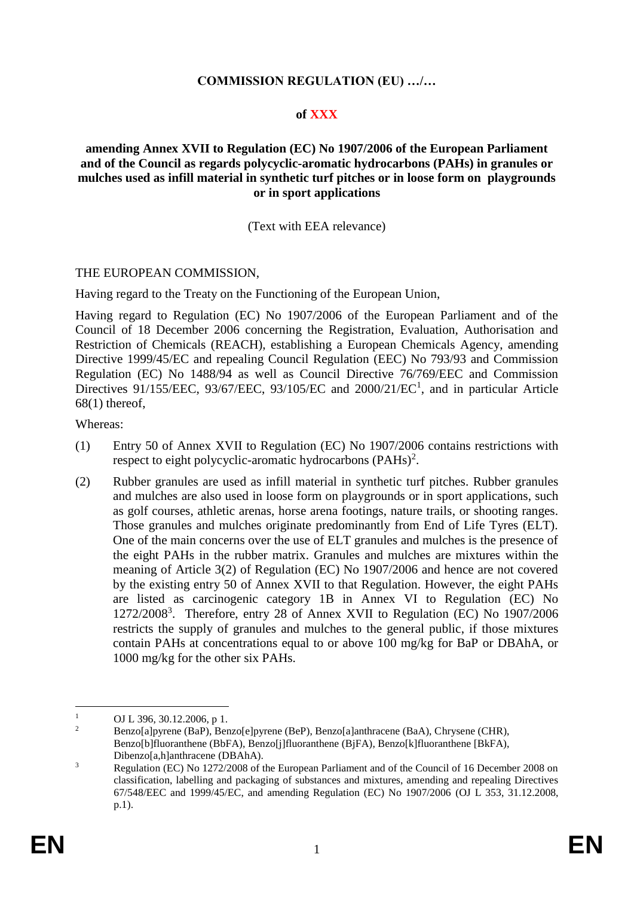**COMMISSION REGULATION (EU) …/…**

**of XXX**

**amending Annex XVII to Regulation (EC) No 1907/2006 of the European Parliament and of the Council as regards polycyclic-aromatic hydrocarbons (PAHs) in granules or mulches used as infill material in synthetic turf pitches or in loose form on playgrounds or in sport applications**

(Text with EEA relevance)

THE EUROPEAN COMMISSION,

Having regard to the Treaty on the Functioning of the European Union,

Having regard to Regulation (EC) No 1907/2006 of the European Parliament and of the Council of 18 December 2006 concerning the Registration, Evaluation, Authorisation and Restriction of Chemicals (REACH), establishing a European Chemicals Agency, amending Directive 1999/45/EC and repealing Council Regulation (EEC) No 793/93 and Commission Regulation (EC) No 1488/94 as well as Council Directive 76/769/EEC and Commission Directives 91/155/EEC, 93/67/EEC, 93/105/EC and 2000/21/EC[1], and in particular Article 68(1) thereof,

Whereas:

(1) Entry 50 of Annex XVII to Regulation (EC) No 1907/2006 contains restrictions with respect to eight polycyclic-aromatic hydrocarbons (PAHs)[2].

(2) Rubber granules are used as infill material in synthetic turf pitches. Rubber granules and mulches are also used in loose form on playgrounds or in sport applications, such as golf courses, athletic arenas, horse arena footings, nature trails, or shooting ranges. Those granules and mulches originate predominantly from End of Life Tyres (ELT). One of the main concerns over the use of ELT granules and mulches is the presence of the eight PAHs in the rubber matrix. Granules and mulches are mixtures within the meaning of Article 3(2) of Regulation (EC) No 1907/2006 and hence are not covered by the existing entry 50 of Annex XVII to that Regulation. However, the eight PAHs are listed as carcinogenic category 1B in Annex VI to Regulation (EC) No 1272/2008[3]. Therefore, entry 28 of Annex XVII to Regulation (EC) No 1907/2006 restricts the supply of granules and mulches to the general public, if those mixtures contain PAHs at concentrations equal to or above 100 mg/kg for BaP or DBAhA, or 1000 mg/kg for the other six PAHs.

---

[1] OJ L 396, 30.12.2006, p 1.

[2] Benzo[a]pyrene (BaP), Benzo[e]pyrene (BeP), Benzo[a]anthracene (BaA), Chrysene (CHR), Benzo[b]fluoranthene (BbFA), Benzo[j]fluoranthene (BjFA), Benzo[k]fluoranthene [BkFA), Dibenzo[a,h]anthracene (DBAhA).

[3] Regulation (EC) No 1272/2008 of the European Parliament and of the Council of 16 December 2008 on classification, labelling and packaging of substances and mixtures, amending and repealing Directives 67/548/EEC and 1999/45/EC, and amending Regulation (EC) No 1907/2006 (OJ L 353, 31.12.2008, p.1).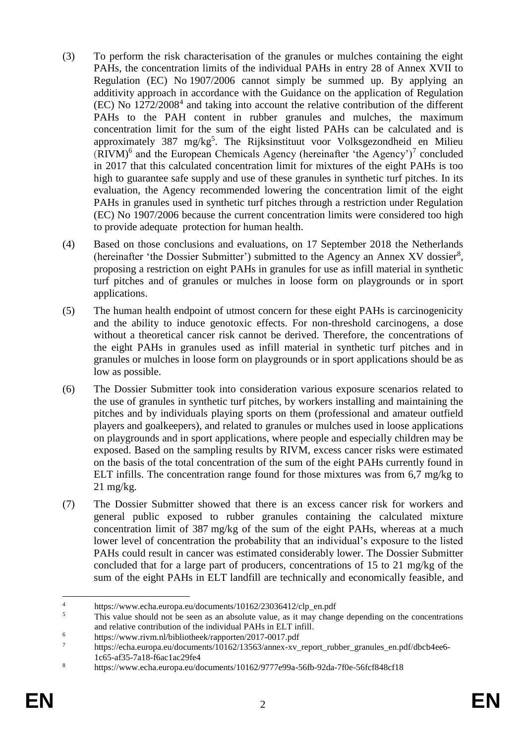(3) To perform the risk characterisation of the granules or mulches containing the eight PAHs, the concentration limits of the individual PAHs in entry 28 of Annex XVII to Regulation (EC) No 1907/2006 cannot simply be summed up. By applying an additivity approach in accordance with the Guidance on the application of Regulation (EC) No 1272/2008[4] and taking into account the relative contribution of the different PAHs to the PAH content in rubber granules and mulches, the maximum concentration limit for the sum of the eight listed PAHs can be calculated and is approximately 387 mg/kg[5]. The Rijksinstituut voor Volksgezondheid en Milieu (RIVM)[6] and the European Chemicals Agency (hereinafter 'the Agency')[7] concluded in 2017 that this calculated concentration limit for mixtures of the eight PAHs is too high to guarantee safe supply and use of these granules in synthetic turf pitches. In its evaluation, the Agency recommended lowering the concentration limit of the eight PAHs in granules used in synthetic turf pitches through a restriction under Regulation (EC) No 1907/2006 because the current concentration limits were considered too high to provide adequate protection for human health.

(4) Based on those conclusions and evaluations, on 17 September 2018 the Netherlands (hereinafter 'the Dossier Submitter') submitted to the Agency an Annex XV dossier[8], proposing a restriction on eight PAHs in granules for use as infill material in synthetic turf pitches and of granules or mulches in loose form on playgrounds or in sport applications.

(5) The human health endpoint of utmost concern for these eight PAHs is carcinogenicity and the ability to induce genotoxic effects. For non-threshold carcinogens, a dose without a theoretical cancer risk cannot be derived. Therefore, the concentrations of the eight PAHs in granules used as infill material in synthetic turf pitches and in granules or mulches in loose form on playgrounds or in sport applications should be as low as possible.

(6) The Dossier Submitter took into consideration various exposure scenarios related to the use of granules in synthetic turf pitches, by workers installing and maintaining the pitches and by individuals playing sports on them (professional and amateur outfield players and goalkeepers), and related to granules or mulches used in loose applications on playgrounds and in sport applications, where people and especially children may be exposed. Based on the sampling results by RIVM, excess cancer risks were estimated on the basis of the total concentration of the sum of the eight PAHs currently found in ELT infills. The concentration range found for those mixtures was from 6,7 mg/kg to 21 mg/kg.

(7) The Dossier Submitter showed that there is an excess cancer risk for workers and general public exposed to rubber granules containing the calculated mixture concentration limit of 387 mg/kg of the sum of the eight PAHs, whereas at a much lower level of concentration the probability that an individual's exposure to the listed PAHs could result in cancer was estimated considerably lower. The Dossier Submitter concluded that for a large part of producers, concentrations of 15 to 21 mg/kg of the sum of the eight PAHs in ELT landfill are technically and economically feasible, and

---

[4] https://www.echa.europa.eu/documents/10162/23036412/clp_en.pdf

[5] This value should not be seen as an absolute value, as it may change depending on the concentrations and relative contribution of the individual PAHs in ELT infill.

[6] https://www.rivm.nl/bibliotheek/rapporten/2017-0017.pdf

[7] https://echa.europa.eu/documents/10162/13563/annex-xv_report_rubber_granules_en.pdf/dbcb4ee6-1c65-af35-7a18-f6ac1ac29fe4

[8] https://www.echa.europa.eu/documents/10162/9777e99a-56fb-92da-7f0e-56fcf848cf18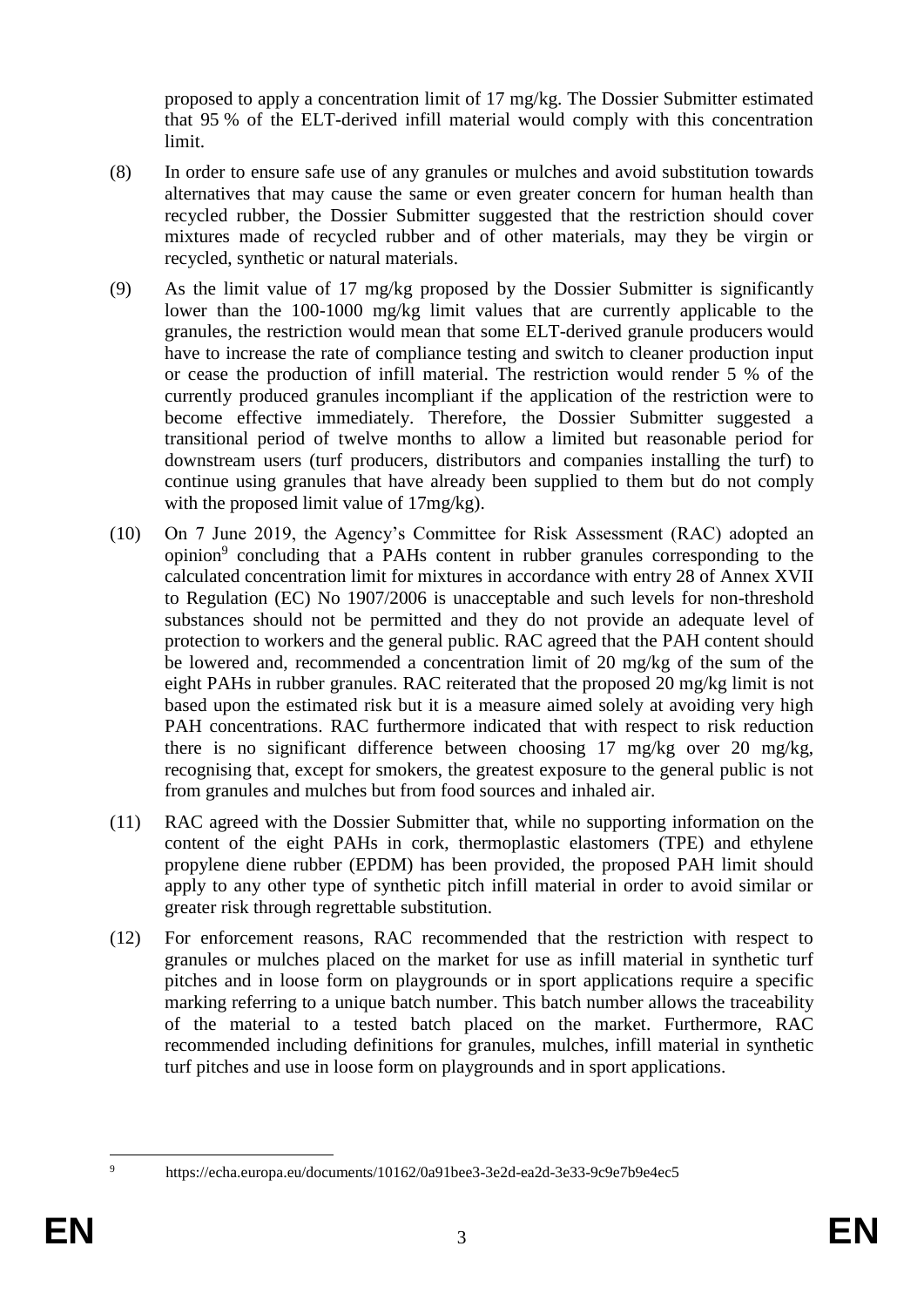proposed to apply a concentration limit of 17 mg/kg. The Dossier Submitter estimated that 95 % of the ELT-derived infill material would comply with this concentration limit.

(8) In order to ensure safe use of any granules or mulches and avoid substitution towards alternatives that may cause the same or even greater concern for human health than recycled rubber, the Dossier Submitter suggested that the restriction should cover mixtures made of recycled rubber and of other materials, may they be virgin or recycled, synthetic or natural materials.

(9) As the limit value of 17 mg/kg proposed by the Dossier Submitter is significantly lower than the 100-1000 mg/kg limit values that are currently applicable to the granules, the restriction would mean that some ELT-derived granule producers would have to increase the rate of compliance testing and switch to cleaner production input or cease the production of infill material. The restriction would render 5 % of the currently produced granules incompliant if the application of the restriction were to become effective immediately. Therefore, the Dossier Submitter suggested a transitional period of twelve months to allow a limited but reasonable period for downstream users (turf producers, distributors and companies installing the turf) to continue using granules that have already been supplied to them but do not comply with the proposed limit value of 17mg/kg).

(10) On 7 June 2019, the Agency's Committee for Risk Assessment (RAC) adopted an opinion[9] concluding that a PAHs content in rubber granules corresponding to the calculated concentration limit for mixtures in accordance with entry 28 of Annex XVII to Regulation (EC) No 1907/2006 is unacceptable and such levels for non-threshold substances should not be permitted and they do not provide an adequate level of protection to workers and the general public. RAC agreed that the PAH content should be lowered and, recommended a concentration limit of 20 mg/kg of the sum of the eight PAHs in rubber granules. RAC reiterated that the proposed 20 mg/kg limit is not based upon the estimated risk but it is a measure aimed solely at avoiding very high PAH concentrations. RAC furthermore indicated that with respect to risk reduction there is no significant difference between choosing 17 mg/kg over 20 mg/kg, recognising that, except for smokers, the greatest exposure to the general public is not from granules and mulches but from food sources and inhaled air.

(11) RAC agreed with the Dossier Submitter that, while no supporting information on the content of the eight PAHs in cork, thermoplastic elastomers (TPE) and ethylene propylene diene rubber (EPDM) has been provided, the proposed PAH limit should apply to any other type of synthetic pitch infill material in order to avoid similar or greater risk through regrettable substitution.

(12) For enforcement reasons, RAC recommended that the restriction with respect to granules or mulches placed on the market for use as infill material in synthetic turf pitches and in loose form on playgrounds or in sport applications require a specific marking referring to a unique batch number. This batch number allows the traceability of the material to a tested batch placed on the market. Furthermore, RAC recommended including definitions for granules, mulches, infill material in synthetic turf pitches and use in loose form on playgrounds and in sport applications.

[9] https://echa.europa.eu/documents/10162/0a91bee3-3e2d-ea2d-3e33-9c9e7b9e4ec5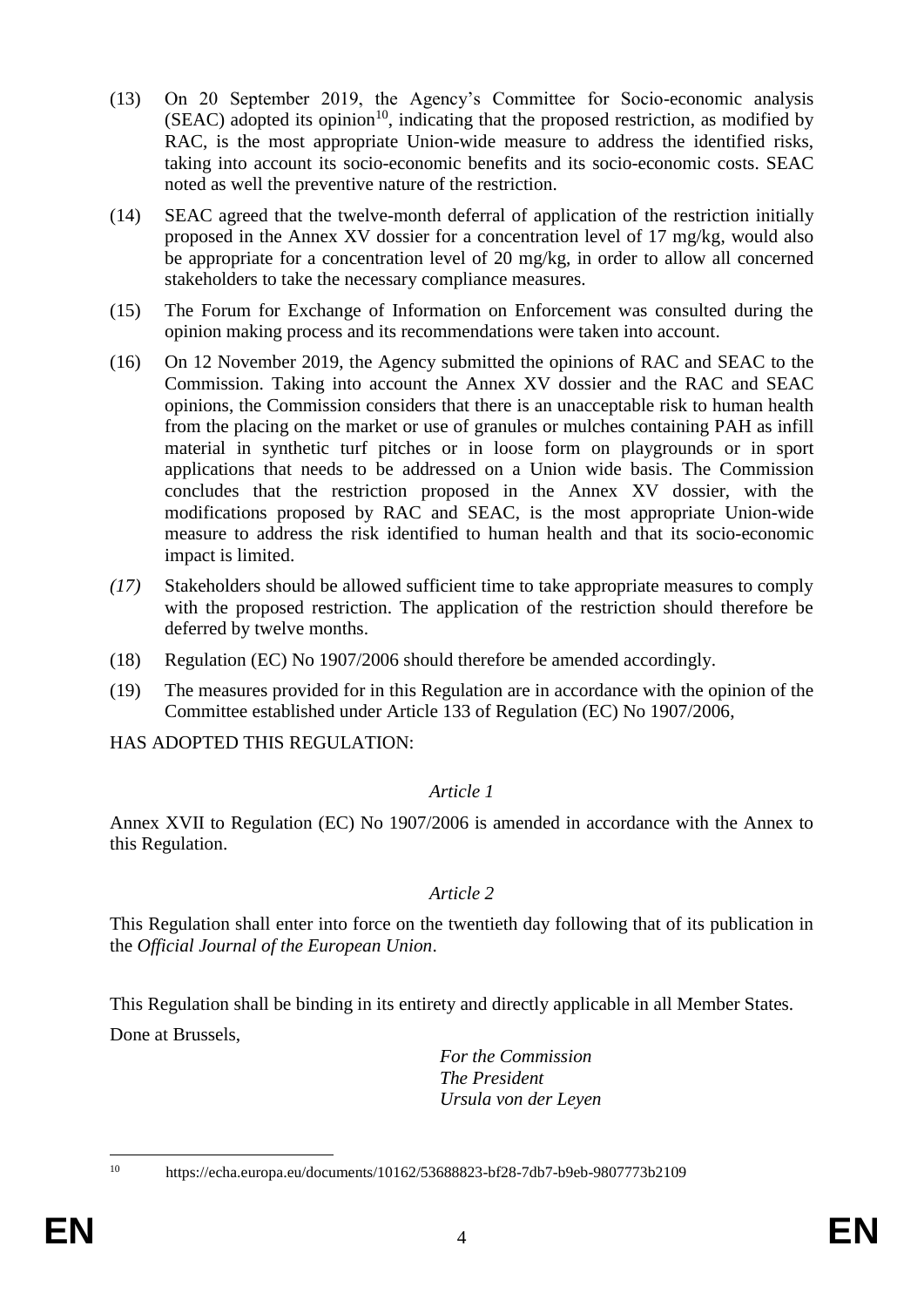(13) On 20 September 2019, the Agency's Committee for Socio-economic analysis (SEAC) adopted its opinion[10], indicating that the proposed restriction, as modified by RAC, is the most appropriate Union-wide measure to address the identified risks, taking into account its socio-economic benefits and its socio-economic costs. SEAC noted as well the preventive nature of the restriction.

(14) SEAC agreed that the twelve-month deferral of application of the restriction initially proposed in the Annex XV dossier for a concentration level of 17 mg/kg, would also be appropriate for a concentration level of 20 mg/kg, in order to allow all concerned stakeholders to take the necessary compliance measures.

(15) The Forum for Exchange of Information on Enforcement was consulted during the opinion making process and its recommendations were taken into account.

(16) On 12 November 2019, the Agency submitted the opinions of RAC and SEAC to the Commission. Taking into account the Annex XV dossier and the RAC and SEAC opinions, the Commission considers that there is an unacceptable risk to human health from the placing on the market or use of granules or mulches containing PAH as infill material in synthetic turf pitches or in loose form on playgrounds or in sport applications that needs to be addressed on a Union wide basis. The Commission concludes that the restriction proposed in the Annex XV dossier, with the modifications proposed by RAC and SEAC, is the most appropriate Union-wide measure to address the risk identified to human health and that its socio-economic impact is limited.

*(17)* Stakeholders should be allowed sufficient time to take appropriate measures to comply with the proposed restriction. The application of the restriction should therefore be deferred by twelve months.

(18) Regulation (EC) No 1907/2006 should therefore be amended accordingly.

(19) The measures provided for in this Regulation are in accordance with the opinion of the Committee established under Article 133 of Regulation (EC) No 1907/2006,

HAS ADOPTED THIS REGULATION:

*Article 1*

Annex XVII to Regulation (EC) No 1907/2006 is amended in accordance with the Annex to this Regulation.

*Article 2*

This Regulation shall enter into force on the twentieth day following that of its publication in the *Official Journal of the European Union*.

This Regulation shall be binding in its entirety and directly applicable in all Member States.

Done at Brussels,

*For the Commission*
*The President*
*Ursula von der Leyen*

[10] https://echa.europa.eu/documents/10162/53688823-bf28-7db7-b9eb-9807773b2109